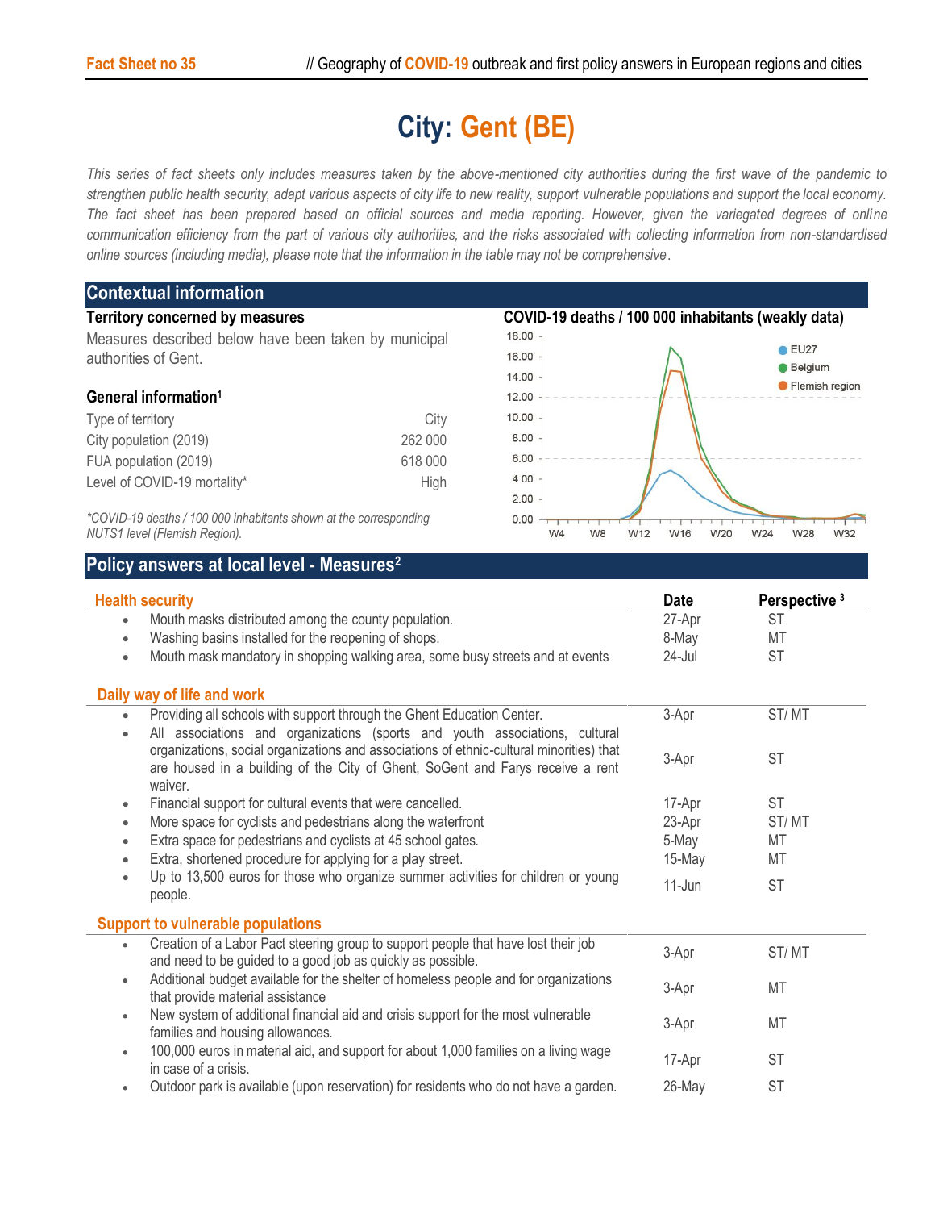# City: Gent (BE)

*This series of fact sheets only includes measures taken by the above-mentioned city authorities during the first wave of the pandemic to strengthen public health security, adapt various aspects of city life to new reality, support vulnerable populations and support the local economy. The fact sheet has been prepared based on official sources and media reporting. However, given the variegated degrees of online communication efficiency from the part of various city authorities, and the risks associated with collecting information from non-standardised online sources (including media), please note that the information in the table may not be comprehensive.*

## Contextual information

### Territory concerned by measures

Measures described below have been taken by municipal authorities of Gent.

### General information[1]

| | |
|---|---|
| Type of territory | City |
| City population (2019) | 262 000 |
| FUA population (2019) | 618 000 |
| Level of COVID-19 mortality* | High |

*\*COVID-19 deaths / 100 000 inhabitants shown at the corresponding NUTS1 level (Flemish Region).*

### COVID-19 deaths / 100 000 inhabitants (weakly data)

## Policy answers at local level - Measures[2]

| Health security | Date | Perspective [3] |
|---|---|---|
| • Mouth masks distributed among the county population. | 27-Apr | ST |
| • Washing basins installed for the reopening of shops. | 8-May | MT |
| • Mouth mask mandatory in shopping walking area, some busy streets and at events | 24-Jul | ST |

| Daily way of life and work | Date | Perspective |
|---|---|---|
| • Providing all schools with support through the Ghent Education Center. | 3-Apr | ST/ MT |
| • All associations and organizations (sports and youth associations, cultural organizations, social organizations and associations of ethnic-cultural minorities) that are housed in a building of the City of Ghent, SoGent and Farys receive a rent waiver. | 3-Apr | ST |
| • Financial support for cultural events that were cancelled. | 17-Apr | ST |
| • More space for cyclists and pedestrians along the waterfront | 23-Apr | ST/ MT |
| • Extra space for pedestrians and cyclists at 45 school gates. | 5-May | MT |
| • Extra, shortened procedure for applying for a play street. | 15-May | MT |
| • Up to 13,500 euros for those who organize summer activities for children or young people. | 11-Jun | ST |

| Support to vulnerable populations | Date | Perspective |
|---|---|---|
| • Creation of a Labor Pact steering group to support people that have lost their job and need to be guided to a good job as quickly as possible. | 3-Apr | ST/ MT |
| • Additional budget available for the shelter of homeless people and for organizations that provide material assistance | 3-Apr | MT |
| • New system of additional financial aid and crisis support for the most vulnerable families and housing allowances. | 3-Apr | MT |
| • 100,000 euros in material aid, and support for about 1,000 families on a living wage in case of a crisis. | 17-Apr | ST |
| • Outdoor park is available (upon reservation) for residents who do not have a garden. | 26-May | ST |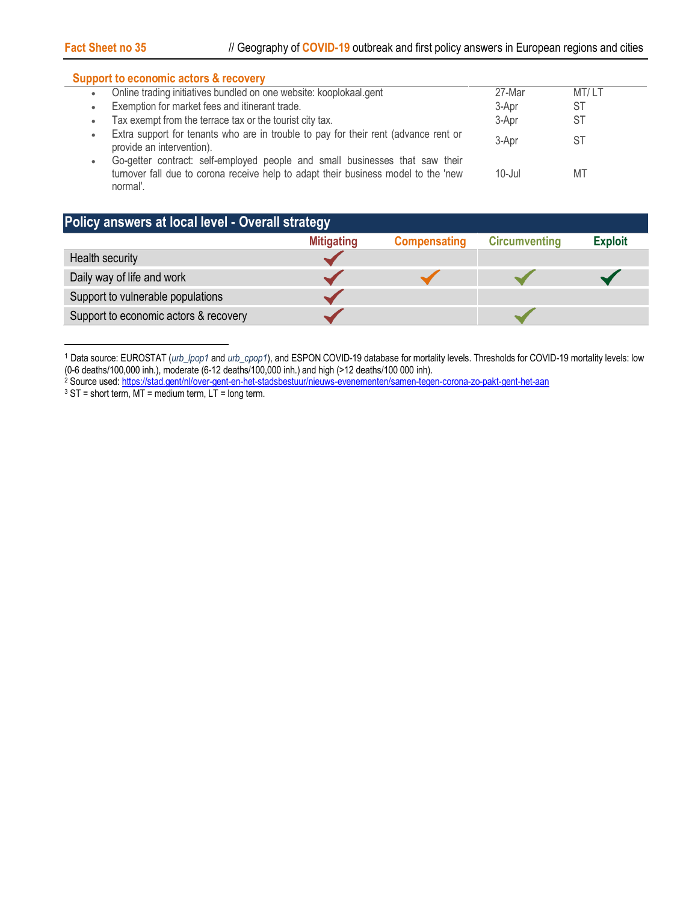### Support to economic actors & recovery

| | | |
|---|---|---|
| • Online trading initiatives bundled on one website: kooplokaal.gent | 27-Mar | MT/ LT |
| • Exemption for market fees and itinerant trade. | 3-Apr | ST |
| • Tax exempt from the terrace tax or the tourist city tax. | 3-Apr | ST |
| • Extra support for tenants who are in trouble to pay for their rent (advance rent or provide an intervention). | 3-Apr | ST |
| • Go-getter contract: self-employed people and small businesses that saw their turnover fall due to corona receive help to adapt their business model to the 'new normal'. | 10-Jul | MT |

## Policy answers at local level - Overall strategy

| | Mitigating | Compensating | Circumventing | Exploit |
|---|---|---|---|---|
| Health security | ✓ | | | |
| Daily way of life and work | ✓ | ✓ | ✓ | ✓ |
| Support to vulnerable populations | ✓ | | | |
| Support to economic actors & recovery | ✓ | | ✓ | |

---

[1] Data source: EUROSTAT (*urb_lpop1* and *urb_cpop1*), and ESPON COVID-19 database for mortality levels. Thresholds for COVID-19 mortality levels: low (0-6 deaths/100,000 inh.), moderate (6-12 deaths/100,000 inh.) and high (>12 deaths/100 000 inh).

[2] Source used: https://stad.gent/nl/over-gent-en-het-stadsbestuur/nieuws-evenementen/samen-tegen-corona-zo-pakt-gent-het-aan

[3] ST = short term, MT = medium term, LT = long term.